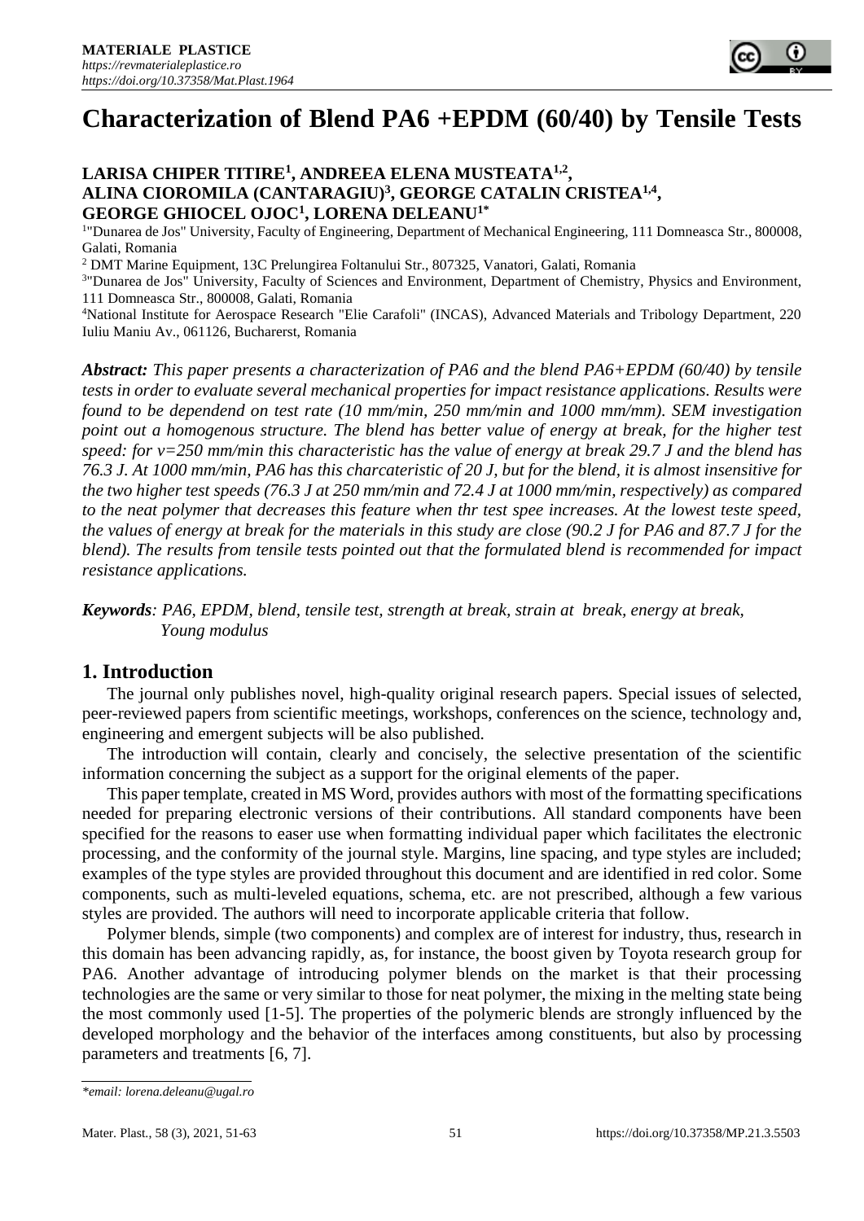# Characterization of Blend PA6 +EPDM (60/40) by Tensile Tests

**LARISA CHIPER TITIRE[1], ANDREEA ELENA MUSTEATA[1,2], ALINA CIOROMILA (CANTARAGIU)[3], GEORGE CATALIN CRISTEA[1,4], GEORGE GHIOCEL OJOC[1], LORENA DELEANU[1*]**

[1]"Dunarea de Jos" University, Faculty of Engineering, Department of Mechanical Engineering, 111 Domneasca Str., 800008, Galati, Romania

[2] DMT Marine Equipment, 13C Prelungirea Foltanului Str., 807325, Vanatori, Galati, Romania

[3]"Dunarea de Jos" University, Faculty of Sciences and Environment, Department of Chemistry, Physics and Environment, 111 Domneasca Str., 800008, Galati, Romania

[4]National Institute for Aerospace Research "Elie Carafoli" (INCAS), Advanced Materials and Tribology Department, 220 Iuliu Maniu Av., 061126, Bucharerst, Romania

***Abstract:*** *This paper presents a characterization of PA6 and the blend PA6+EPDM (60/40) by tensile tests in order to evaluate several mechanical properties for impact resistance applications. Results were found to be dependend on test rate (10 mm/min, 250 mm/min and 1000 mm/mm). SEM investigation point out a homogenous structure. The blend has better value of energy at break, for the higher test speed: for v=250 mm/min this characteristic has the value of energy at break 29.7 J and the blend has 76.3 J. At 1000 mm/min, PA6 has this charcateristic of 20 J, but for the blend, it is almost insensitive for the two higher test speeds (76.3 J at 250 mm/min and 72.4 J at 1000 mm/min, respectively) as compared to the neat polymer that decreases this feature when thr test spee increases. At the lowest teste speed, the values of energy at break for the materials in this study are close (90.2 J for PA6 and 87.7 J for the blend). The results from tensile tests pointed out that the formulated blend is recommended for impact resistance applications.*

***Keywords****: PA6, EPDM, blend, tensile test, strength at break, strain at break, energy at break, Young modulus*

## 1. Introduction

The journal only publishes novel, high-quality original research papers. Special issues of selected, peer-reviewed papers from scientific meetings, workshops, conferences on the science, technology and, engineering and emergent subjects will be also published.

The introduction will contain, clearly and concisely, the selective presentation of the scientific information concerning the subject as a support for the original elements of the paper.

This paper template, created in MS Word, provides authors with most of the formatting specifications needed for preparing electronic versions of their contributions. All standard components have been specified for the reasons to easer use when formatting individual paper which facilitates the electronic processing, and the conformity of the journal style. Margins, line spacing, and type styles are included; examples of the type styles are provided throughout this document and are identified in red color. Some components, such as multi-leveled equations, schema, etc. are not prescribed, although a few various styles are provided. The authors will need to incorporate applicable criteria that follow.

Polymer blends, simple (two components) and complex are of interest for industry, thus, research in this domain has been advancing rapidly, as, for instance, the boost given by Toyota research group for PA6. Another advantage of introducing polymer blends on the market is that their processing technologies are the same or very similar to those for neat polymer, the mixing in the melting state being the most commonly used [1-5]. The properties of the polymeric blends are strongly influenced by the developed morphology and the behavior of the interfaces among constituents, but also by processing parameters and treatments [6, 7].

---

*\*email: lorena.deleanu@ugal.ro*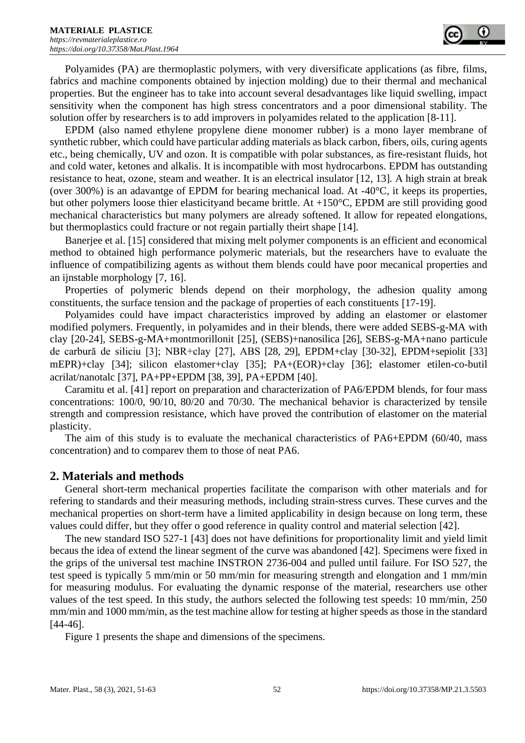Polyamides (PA) are thermoplastic polymers, with very diversificate applications (as fibre, films, fabrics and machine components obtained by injection molding) due to their thermal and mechanical properties. But the engineer has to take into account several desadvantages like liquid swelling, impact sensitivity when the component has high stress concentrators and a poor dimensional stability. The solution offer by researchers is to add improvers in polyamides related to the application [8-11].

EPDM (also named ethylene propylene diene monomer rubber) is a mono layer membrane of synthetic rubber, which could have particular adding materials as black carbon, fibers, oils, curing agents etc., being chemically, UV and ozon. It is compatible with polar substances, as fire-resistant fluids, hot and cold water, ketones and alkalis. It is incompatible with most hydrocarbons. EPDM has outstanding resistance to heat, ozone, steam and weather. It is an electrical insulator [12, 13]. A high strain at break (over 300%) is an adavantge of EPDM for bearing mechanical load. At -40°C, it keeps its properties, but other polymers loose thier elasticityand became brittle. At +150°C, EPDM are still providing good mechanical characteristics but many polymers are already softened. It allow for repeated elongations, but thermoplastics could fracture or not regain partially theirt shape [14].

Banerjee et al. [15] considered that mixing melt polymer components is an efficient and economical method to obtained high performance polymeric materials, but the researchers have to evaluate the influence of compatibilizing agents as without them blends could have poor mecanical properties and an ijnstable morphology [7, 16].

Properties of polymeric blends depend on their morphology, the adhesion quality among constituents, the surface tension and the package of properties of each constituents [17-19].

Polyamides could have impact characteristics improved by adding an elastomer or elastomer modified polymers. Frequently, in polyamides and in their blends, there were added SEBS-g-MA with clay [20-24], SEBS-g-MA+montmorillonit [25], (SEBS)+nanosilica [26], SEBS-g-MA+nano particule de carbură de siliciu [3]; NBR+clay [27], ABS [28, 29], EPDM+clay [30-32], EPDM+sepiolit [33] mEPR)+clay [34]; silicon elastomer+clay [35]; PA+(EOR)+clay [36]; elastomer etilen-co-butil acrilat/nanotalc [37], PA+PP+EPDM [38, 39], PA+EPDM [40].

Caramitu et al. [41] report on preparation and characterization of PA6/EPDM blends, for four mass concentrations: 100/0, 90/10, 80/20 and 70/30. The mechanical behavior is characterized by tensile strength and compression resistance, which have proved the contribution of elastomer on the material plasticity.

The aim of this study is to evaluate the mechanical characteristics of PA6+EPDM (60/40, mass concentration) and to comparev them to those of neat PA6.

## 2. Materials and methods

General short-term mechanical properties facilitate the comparison with other materials and for refering to standards and their measuring methods, including strain-stress curves. These curves and the mechanical properties on short-term have a limited applicability in design because on long term, these values could differ, but they offer o good reference in quality control and material selection [42].

The new standard ISO 527-1 [43] does not have definitions for proportionality limit and yield limit becaus the idea of extend the linear segment of the curve was abandoned [42]. Specimens were fixed in the grips of the universal test machine INSTRON 2736-004 and pulled until failure. For ISO 527, the test speed is typically 5 mm/min or 50 mm/min for measuring strength and elongation and 1 mm/min for measuring modulus. For evaluating the dynamic response of the material, researchers use other values of the test speed. In this study, the authors selected the following test speeds: 10 mm/min, 250 mm/min and 1000 mm/min, as the test machine allow for testing at higher speeds as those in the standard [44-46].

Figure 1 presents the shape and dimensions of the specimens.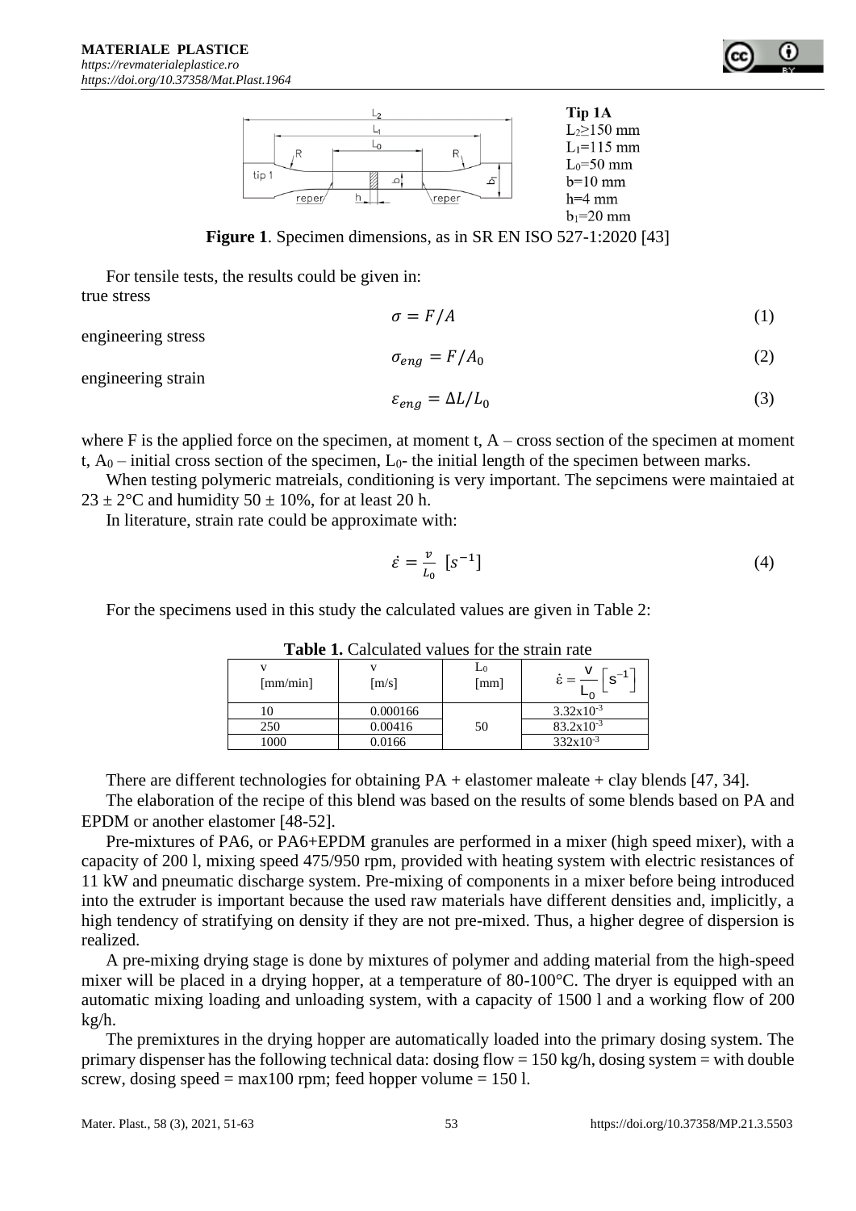Tip 1A
$L_2 \geq 150$ mm
$L_1$=115 mm
$L_0$=50 mm
b=10 mm
h=4 mm
$b_1$=20 mm

**Figure 1**. Specimen dimensions, as in SR EN ISO 527-1:2020 [43]

For tensile tests, the results could be given in:

true stress

$$\sigma = F/A \tag{1}$$

engineering stress

$$\sigma_{eng} = F/A_0 \tag{2}$$

engineering strain

$$\varepsilon_{eng} = \Delta L/L_0 \tag{3}$$

where F is the applied force on the specimen, at moment t, A – cross section of the specimen at moment t, $A_0$ – initial cross section of the specimen, $L_0$- the initial length of the specimen between marks.

When testing polymeric matreials, conditioning is very important. The sepcimens were maintaied at 23 ± 2°C and humidity 50 ± 10%, for at least 20 h.

In literature, strain rate could be approximate with:

$$\dot{\varepsilon} = \frac{v}{L_0} \ [s^{-1}] \tag{4}$$

For the specimens used in this study the calculated values are given in Table 2:

**Table 1.** Calculated values for the strain rate

| v [mm/min] | v [m/s] | $L_0$ [mm] | $\dot{\varepsilon} = \frac{v}{L_0} \left[ s^{-1} \right]$ |
|---|---|---|---|
| 10 | 0.000166 | 50 | $3.32 \times 10^{-3}$ |
| 250 | 0.00416 | | $83.2 \times 10^{-3}$ |
| 1000 | 0.0166 | | $332 \times 10^{-3}$ |

There are different technologies for obtaining PA + elastomer maleate + clay blends [47, 34].

The elaboration of the recipe of this blend was based on the results of some blends based on PA and EPDM or another elastomer [48-52].

Pre-mixtures of PA6, or PA6+EPDM granules are performed in a mixer (high speed mixer), with a capacity of 200 l, mixing speed 475/950 rpm, provided with heating system with electric resistances of 11 kW and pneumatic discharge system. Pre-mixing of components in a mixer before being introduced into the extruder is important because the used raw materials have different densities and, implicitly, a high tendency of stratifying on density if they are not pre-mixed. Thus, a higher degree of dispersion is realized.

A pre-mixing drying stage is done by mixtures of polymer and adding material from the high-speed mixer will be placed in a drying hopper, at a temperature of 80-100°C. The dryer is equipped with an automatic mixing loading and unloading system, with a capacity of 1500 l and a working flow of 200 kg/h.

The premixtures in the drying hopper are automatically loaded into the primary dosing system. The primary dispenser has the following technical data: dosing flow = 150 kg/h, dosing system = with double screw, dosing speed = max100 rpm; feed hopper volume = 150 l.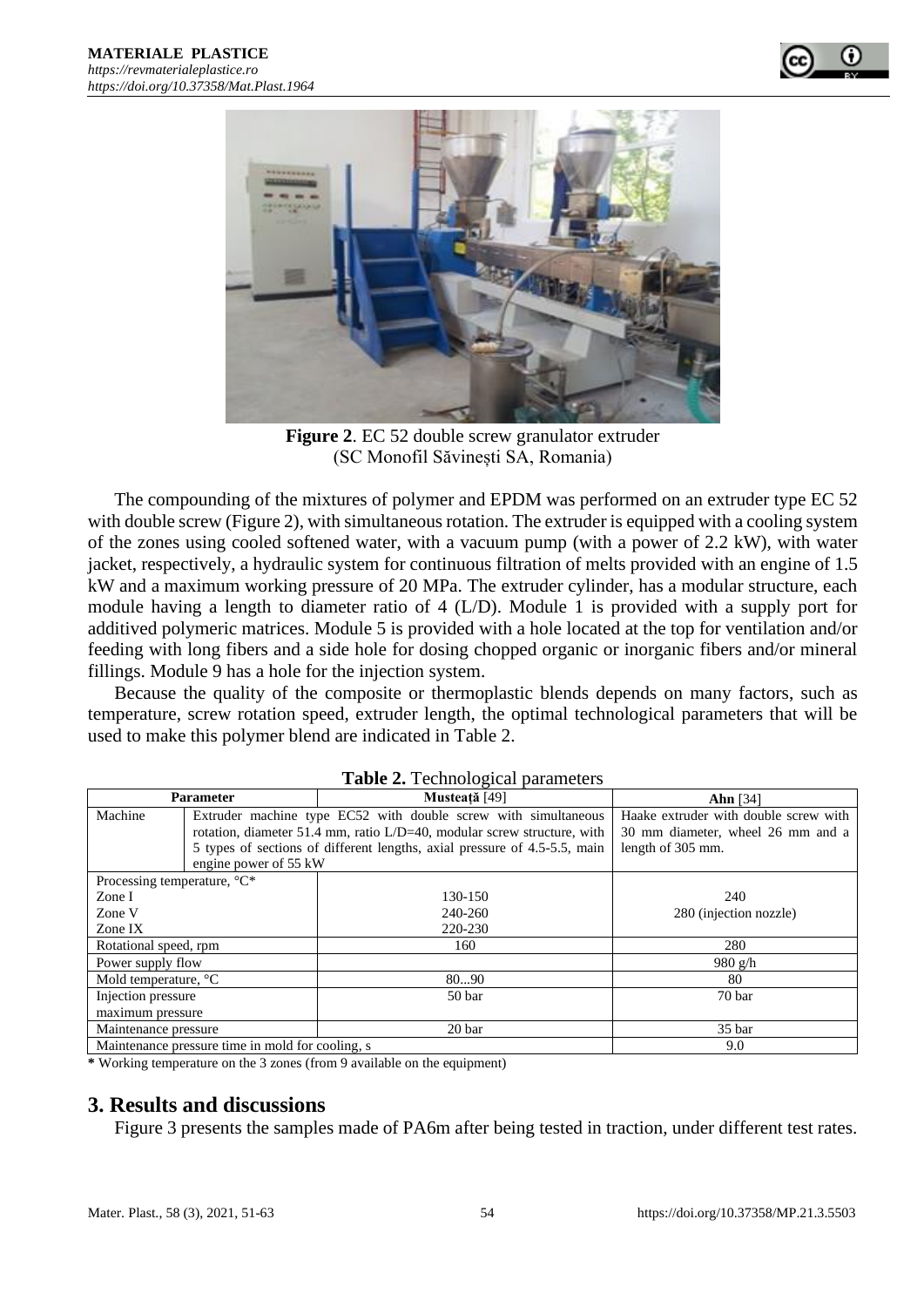**Figure 2**. EC 52 double screw granulator extruder (SC Monofil Săvinești SA, Romania)

The compounding of the mixtures of polymer and EPDM was performed on an extruder type EC 52 with double screw (Figure 2), with simultaneous rotation. The extruder is equipped with a cooling system of the zones using cooled softened water, with a vacuum pump (with a power of 2.2 kW), with water jacket, respectively, a hydraulic system for continuous filtration of melts provided with an engine of 1.5 kW and a maximum working pressure of 20 MPa. The extruder cylinder, has a modular structure, each module having a length to diameter ratio of 4 (L/D). Module 1 is provided with a supply port for additived polymeric matrices. Module 5 is provided with a hole located at the top for ventilation and/or feeding with long fibers and a side hole for dosing chopped organic or inorganic fibers and/or mineral fillings. Module 9 has a hole for the injection system.

Because the quality of the composite or thermoplastic blends depends on many factors, such as temperature, screw rotation speed, extruder length, the optimal technological parameters that will be used to make this polymer blend are indicated in Table 2.

**Table 2.** Technological parameters

| Parameter | Musteață [49] | Ahn [34] |
|---|---|---|
| Machine | Extruder machine type EC52 with double screw with simultaneous rotation, diameter 51.4 mm, ratio L/D=40, modular screw structure, with 5 types of sections of different lengths, axial pressure of 4.5-5.5, main engine power of 55 kW | Haake extruder with double screw with 30 mm diameter, wheel 26 mm and a length of 305 mm. |
| Processing temperature, °C* | | |
| Zone I | 130-150 | 240 |
| Zone V | 240-260 | 280 (injection nozzle) |
| Zone IX | 220-230 | |
| Rotational speed, rpm | 160 | 280 |
| Power supply flow | | 980 g/h |
| Mold temperature, °C | 80...90 | 80 |
| Injection pressure maximum pressure | 50 bar | 70 bar |
| Maintenance pressure | 20 bar | 35 bar |
| Maintenance pressure time in mold for cooling, s | | 9.0 |

**\*** Working temperature on the 3 zones (from 9 available on the equipment)

## 3. Results and discussions

Figure 3 presents the samples made of PA6m after being tested in traction, under different test rates.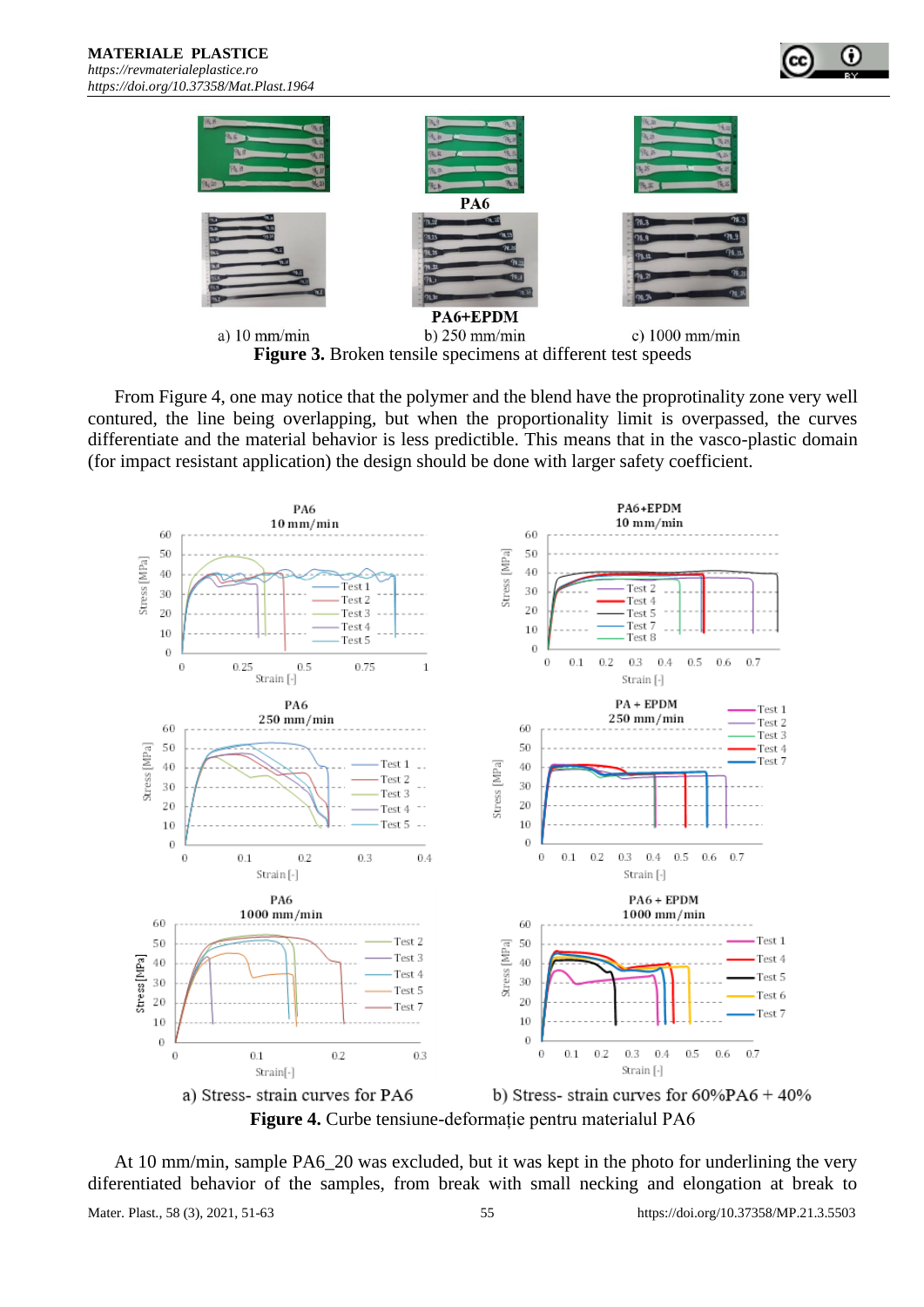PA6

PA6+EPDM

a) 10 mm/min

b) 250 mm/min

c) 1000 mm/min

**Figure 3.** Broken tensile specimens at different test speeds

From Figure 4, one may notice that the polymer and the blend have the proprotinality zone very well contured, the line being overlapping, but when the proportionality limit is overpassed, the curves differentiate and the material behavior is less predictible. This means that in the vasco-plastic domain (for impact resistant application) the design should be done with larger safety coefficient.

PA6
10 mm/min
Stress [MPa]
Strain [-]
Test 1
Test 2
Test 3
Test 4
Test 5

PA6+EPDM
10 mm/min
Stress [MPa]
Strain [-]
Test 2
Test 4
Test 5
Test 7
Test 8

PA6
250 mm/min
Stress [MPa]
Strain [-]
Test 1
Test 2
Test 3
Test 4
Test 5

PA + EPDM
250 mm/min
Stress [MPa]
Strain [-]
Test 1
Test 2
Test 3
Test 4
Test 7

PA6
1000 mm/min
Stress [MPa]
Strain[-]
Test 2
Test 3
Test 4
Test 5
Test 7

PA6 + EPDM
1000 mm/min
Stress [MPa]
Strain [-]
Test 1
Test 4
Test 5
Test 6
Test 7

a) Stress- strain curves for PA6

b) Stress- strain curves for 60%PA6 + 40%

**Figure 4.** Curbe tensiune-deformație pentru materialul PA6

At 10 mm/min, sample PA6_20 was excluded, but it was kept in the photo for underlining the very diferentiated behavior of the samples, from break with small necking and elongation at break to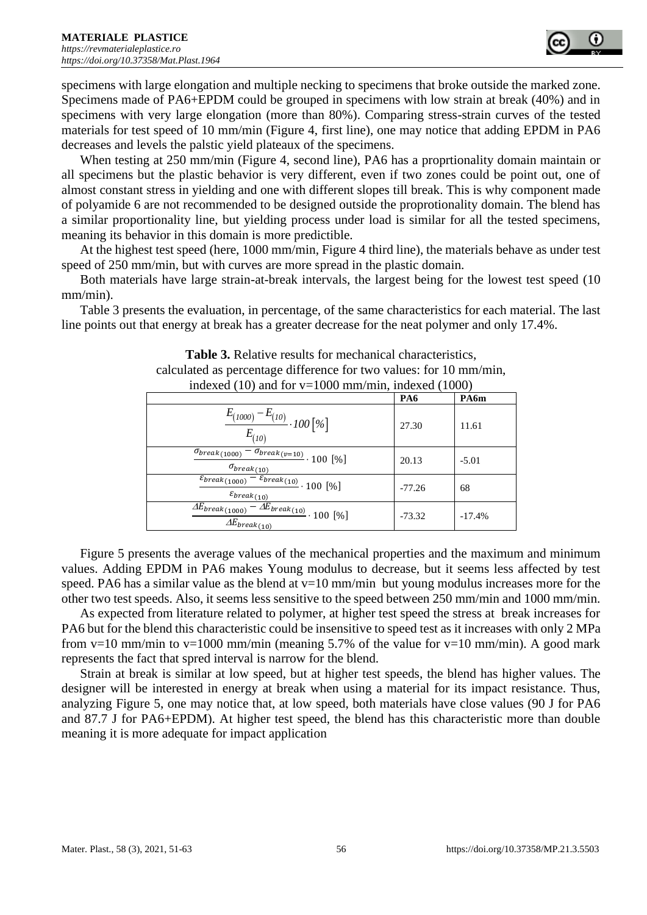specimens with large elongation and multiple necking to specimens that broke outside the marked zone. Specimens made of PA6+EPDM could be grouped in specimens with low strain at break (40%) and in specimens with very large elongation (more than 80%). Comparing stress-strain curves of the tested materials for test speed of 10 mm/min (Figure 4, first line), one may notice that adding EPDM in PA6 decreases and levels the palstic yield plateaux of the specimens.

When testing at 250 mm/min (Figure 4, second line), PA6 has a proprtionality domain maintain or all specimens but the plastic behavior is very different, even if two zones could be point out, one of almost constant stress in yielding and one with different slopes till break. This is why component made of polyamide 6 are not recommended to be designed outside the proprotionality domain. The blend has a similar proportionality line, but yielding process under load is similar for all the tested specimens, meaning its behavior in this domain is more predictible.

At the highest test speed (here, 1000 mm/min, Figure 4 third line), the materials behave as under test speed of 250 mm/min, but with curves are more spread in the plastic domain.

Both materials have large strain-at-break intervals, the largest being for the lowest test speed (10 mm/min).

Table 3 presents the evaluation, in percentage, of the same characteristics for each material. The last line points out that energy at break has a greater decrease for the neat polymer and only 17.4%.

**Table 3.** Relative results for mechanical characteristics, calculated as percentage difference for two values: for 10 mm/min, indexed (10) and for v=1000 mm/min, indexed (1000)

| | PA6 | PA6m |
|---|---|---|
| $\frac{E_{(1000)} - E_{(10)}}{E_{(10)}} \cdot 100\,[\%]$ | 27.30 | 11.61 |
| $\frac{\sigma_{break(1000)} - \sigma_{break(v=10)}}{\sigma_{break(10)}} \cdot 100\ [\%]$ | 20.13 | -5.01 |
| $\frac{\varepsilon_{break(1000)} - \varepsilon_{break(10)}}{\varepsilon_{break(10)}} \cdot 100\ [\%]$ | -77.26 | 68 |
| $\frac{\Delta E_{break(1000)} - \Delta E_{break(10)}}{\Delta E_{break(10)}} \cdot 100\ [\%]$ | -73.32 | -17.4% |

Figure 5 presents the average values of the mechanical properties and the maximum and minimum values. Adding EPDM in PA6 makes Young modulus to decrease, but it seems less affected by test speed. PA6 has a similar value as the blend at v=10 mm/min but young modulus increases more for the other two test speeds. Also, it seems less sensitive to the speed between 250 mm/min and 1000 mm/min.

As expected from literature related to polymer, at higher test speed the stress at break increases for PA6 but for the blend this characteristic could be insensitive to speed test as it increases with only 2 MPa from v=10 mm/min to v=1000 mm/min (meaning 5.7% of the value for v=10 mm/min). A good mark represents the fact that spred interval is narrow for the blend.

Strain at break is similar at low speed, but at higher test speeds, the blend has higher values. The designer will be interested in energy at break when using a material for its impact resistance. Thus, analyzing Figure 5, one may notice that, at low speed, both materials have close values (90 J for PA6 and 87.7 J for PA6+EPDM). At higher test speed, the blend has this characteristic more than double meaning it is more adequate for impact application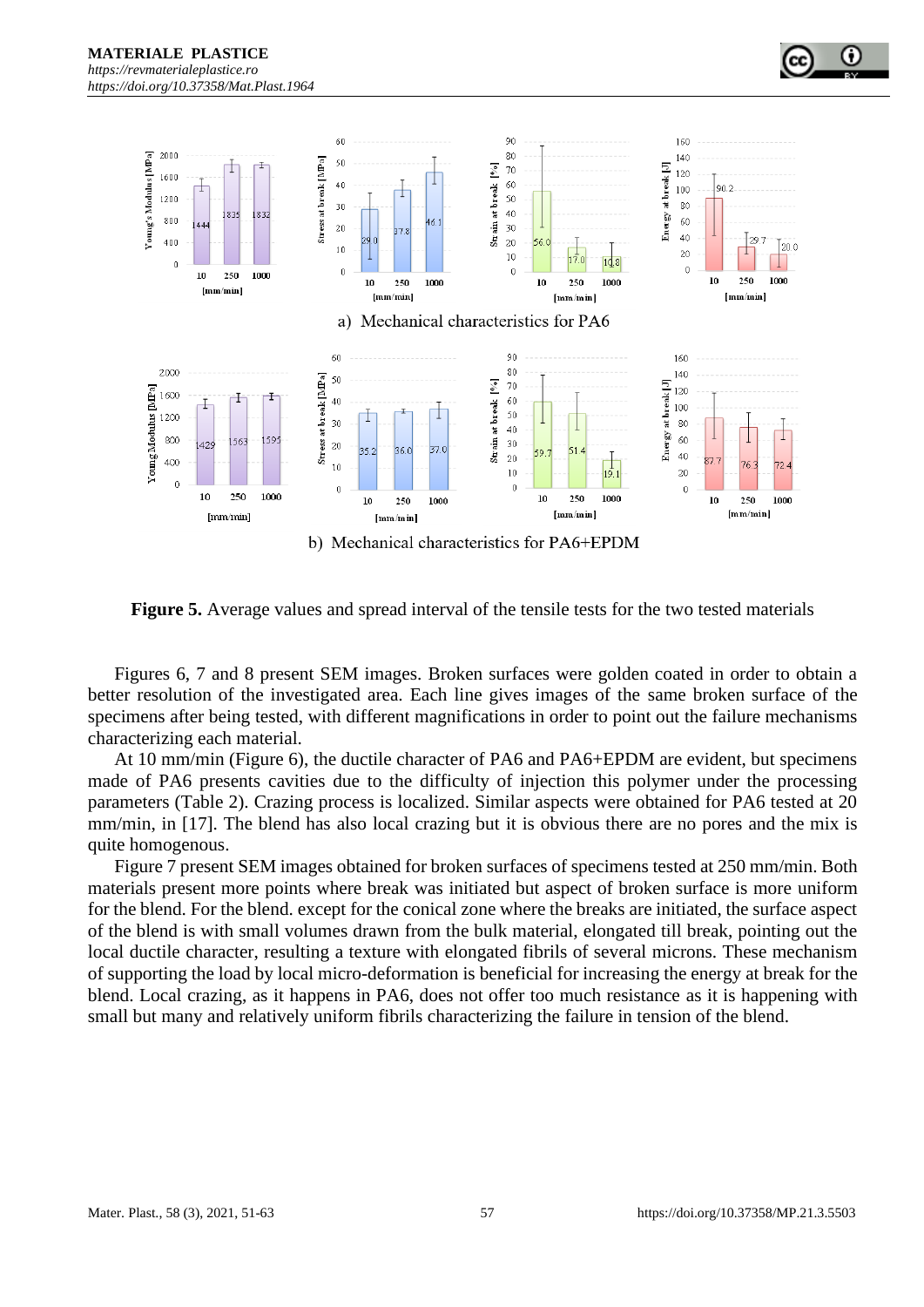Young's Modulus [MPa]
1444 1835 1832
10 250 1000
[mm/min]

Stress at break [MPa]
29.0 37.8 46.1
10 250 1000
[mm/min]

Strain at break [%]
56.0 17.0 10.8
10 250 1000
[mm/min]

Energy at break [J]
90.2 29.7 20.0
10 250 1000
[mm/min]

a) Mechanical characteristics for PA6

Young Modulus [MPa]
1429 1563 1595
10 250 1000
[mm/min]

Stress at break [MPa]
35.2 36.0 37.0
10 250 1000
[mm/min]

Strain at break [%]
59.7 51.4 19.1
10 250 1000
[mm/min]

Energy at break [J]
87.7 76.3 72.4
10 250 1000
[mm/min]

b) Mechanical characteristics for PA6+EPDM

**Figure 5.** Average values and spread interval of the tensile tests for the two tested materials

Figures 6, 7 and 8 present SEM images. Broken surfaces were golden coated in order to obtain a better resolution of the investigated area. Each line gives images of the same broken surface of the specimens after being tested, with different magnifications in order to point out the failure mechanisms characterizing each material.

At 10 mm/min (Figure 6), the ductile character of PA6 and PA6+EPDM are evident, but specimens made of PA6 presents cavities due to the difficulty of injection this polymer under the processing parameters (Table 2). Crazing process is localized. Similar aspects were obtained for PA6 tested at 20 mm/min, in [17]. The blend has also local crazing but it is obvious there are no pores and the mix is quite homogenous.

Figure 7 present SEM images obtained for broken surfaces of specimens tested at 250 mm/min. Both materials present more points where break was initiated but aspect of broken surface is more uniform for the blend. For the blend. except for the conical zone where the breaks are initiated, the surface aspect of the blend is with small volumes drawn from the bulk material, elongated till break, pointing out the local ductile character, resulting a texture with elongated fibrils of several microns. These mechanism of supporting the load by local micro-deformation is beneficial for increasing the energy at break for the blend. Local crazing, as it happens in PA6, does not offer too much resistance as it is happening with small but many and relatively uniform fibrils characterizing the failure in tension of the blend.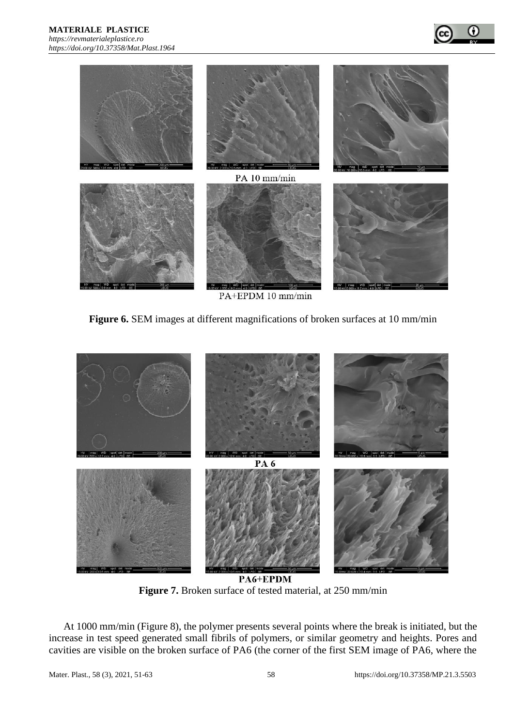PA 10 mm/min

PA+EPDM 10 mm/min

**Figure 6.** SEM images at different magnifications of broken surfaces at 10 mm/min

**PA 6**

**PA6+EPDM**

**Figure 7.** Broken surface of tested material, at 250 mm/min

At 1000 mm/min (Figure 8), the polymer presents several points where the break is initiated, but the increase in test speed generated small fibrils of polymers, or similar geometry and heights. Pores and cavities are visible on the broken surface of PA6 (the corner of the first SEM image of PA6, where the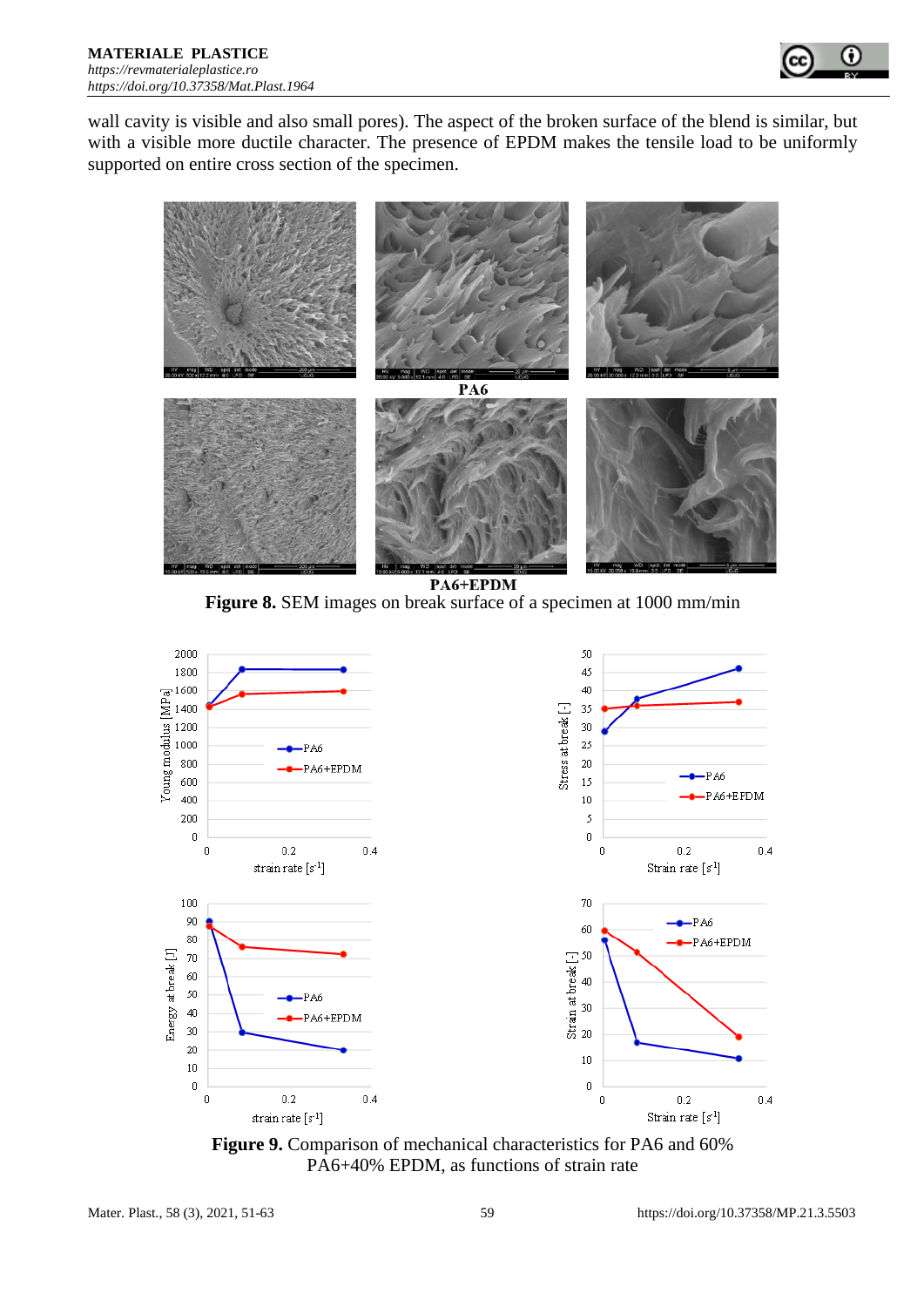wall cavity is visible and also small pores). The aspect of the broken surface of the blend is similar, but with a visible more ductile character. The presence of EPDM makes the tensile load to be uniformly supported on entire cross section of the specimen.

PA6

PA6+EPDM

**Figure 8.** SEM images on break surface of a specimen at 1000 mm/min

Young modulus [MPa]
2000
1800
1600
1400
1200
1000
800
600
400
200
0
0
0.2
0.4
strain rate [$s^{-1}$]
PA6
PA6+EPDM

Stress at break [-]
50
45
40
35
30
25
20
15
10
5
0
0
0.2
0.4
Strain rate [$s^{-1}$]
PA6
PA6+EPDM

Energy at break [J]
100
90
80
70
60
50
40
30
20
10
0
0
0.2
0.4
strain rate [$s^{-1}$]
PA6
PA6+EPDM

Strain at break [-]
70
60
50
40
30
20
10
0
0
0.2
0.4
Strain rate [$s^{-1}$]
PA6
PA6+EPDM

**Figure 9.** Comparison of mechanical characteristics for PA6 and 60% PA6+40% EPDM, as functions of strain rate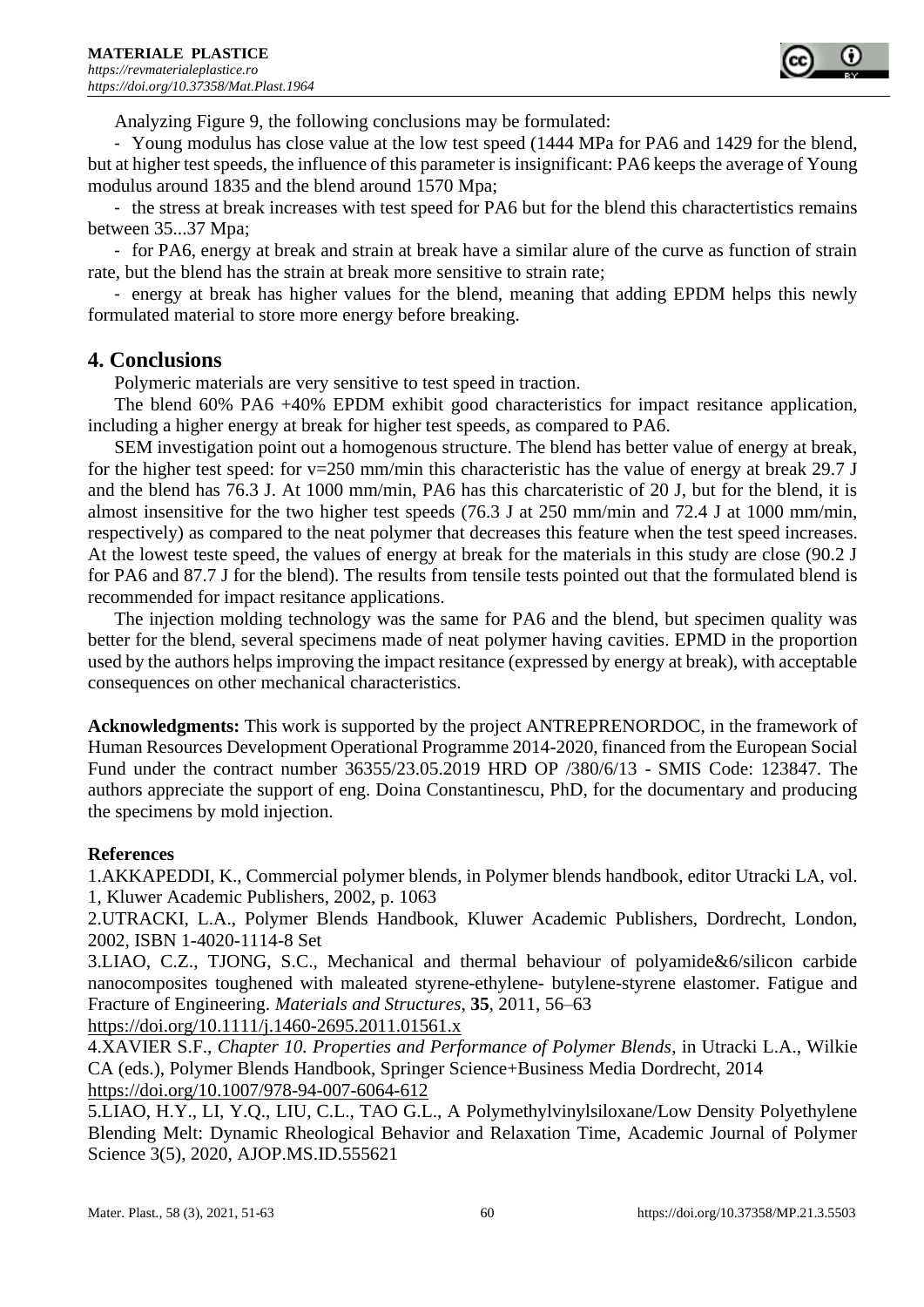Analyzing Figure 9, the following conclusions may be formulated:

- Young modulus has close value at the low test speed (1444 MPa for PA6 and 1429 for the blend, but at higher test speeds, the influence of this parameter is insignificant: PA6 keeps the average of Young modulus around 1835 and the blend around 1570 Mpa;
- the stress at break increases with test speed for PA6 but for the blend this charactertistics remains between 35...37 Mpa;
- for PA6, energy at break and strain at break have a similar alure of the curve as function of strain rate, but the blend has the strain at break more sensitive to strain rate;
- energy at break has higher values for the blend, meaning that adding EPDM helps this newly formulated material to store more energy before breaking.

## 4. Conclusions

Polymeric materials are very sensitive to test speed in traction.

The blend 60% PA6 +40% EPDM exhibit good characteristics for impact resitance application, including a higher energy at break for higher test speeds, as compared to PA6.

SEM investigation point out a homogenous structure. The blend has better value of energy at break, for the higher test speed: for v=250 mm/min this characteristic has the value of energy at break 29.7 J and the blend has 76.3 J. At 1000 mm/min, PA6 has this charcateristic of 20 J, but for the blend, it is almost insensitive for the two higher test speeds (76.3 J at 250 mm/min and 72.4 J at 1000 mm/min, respectively) as compared to the neat polymer that decreases this feature when the test speed increases. At the lowest teste speed, the values of energy at break for the materials in this study are close (90.2 J for PA6 and 87.7 J for the blend). The results from tensile tests pointed out that the formulated blend is recommended for impact resitance applications.

The injection molding technology was the same for PA6 and the blend, but specimen quality was better for the blend, several specimens made of neat polymer having cavities. EPMD in the proportion used by the authors helps improving the impact resitance (expressed by energy at break), with acceptable consequences on other mechanical characteristics.

**Acknowledgments:** This work is supported by the project ANTREPRENORDOC, in the framework of Human Resources Development Operational Programme 2014-2020, financed from the European Social Fund under the contract number 36355/23.05.2019 HRD OP /380/6/13 - SMIS Code: 123847. The authors appreciate the support of eng. Doina Constantinescu, PhD, for the documentary and producing the specimens by mold injection.

**References**

1.AKKAPEDDI, K., Commercial polymer blends, in Polymer blends handbook, editor Utracki LA, vol. 1, Kluwer Academic Publishers, 2002, p. 1063

2.UTRACKI, L.A., Polymer Blends Handbook, Kluwer Academic Publishers, Dordrecht, London, 2002, ISBN 1-4020-1114-8 Set

3.LIAO, C.Z., TJONG, S.C., Mechanical and thermal behaviour of polyamide&6/silicon carbide nanocomposites toughened with maleated styrene-ethylene- butylene-styrene elastomer. Fatigue and Fracture of Engineering. *Materials and Structures*, **35**, 2011, 56–63 https://doi.org/10.1111/j.1460-2695.2011.01561.x

4.XAVIER S.F., *Chapter 10. Properties and Performance of Polymer Blends*, in Utracki L.A., Wilkie CA (eds.), Polymer Blends Handbook, Springer Science+Business Media Dordrecht, 2014 https://doi.org/10.1007/978-94-007-6064-612

5.LIAO, H.Y., LI, Y.Q., LIU, C.L., TAO G.L., A Polymethylvinylsiloxane/Low Density Polyethylene Blending Melt: Dynamic Rheological Behavior and Relaxation Time, Academic Journal of Polymer Science 3(5), 2020, AJOP.MS.ID.555621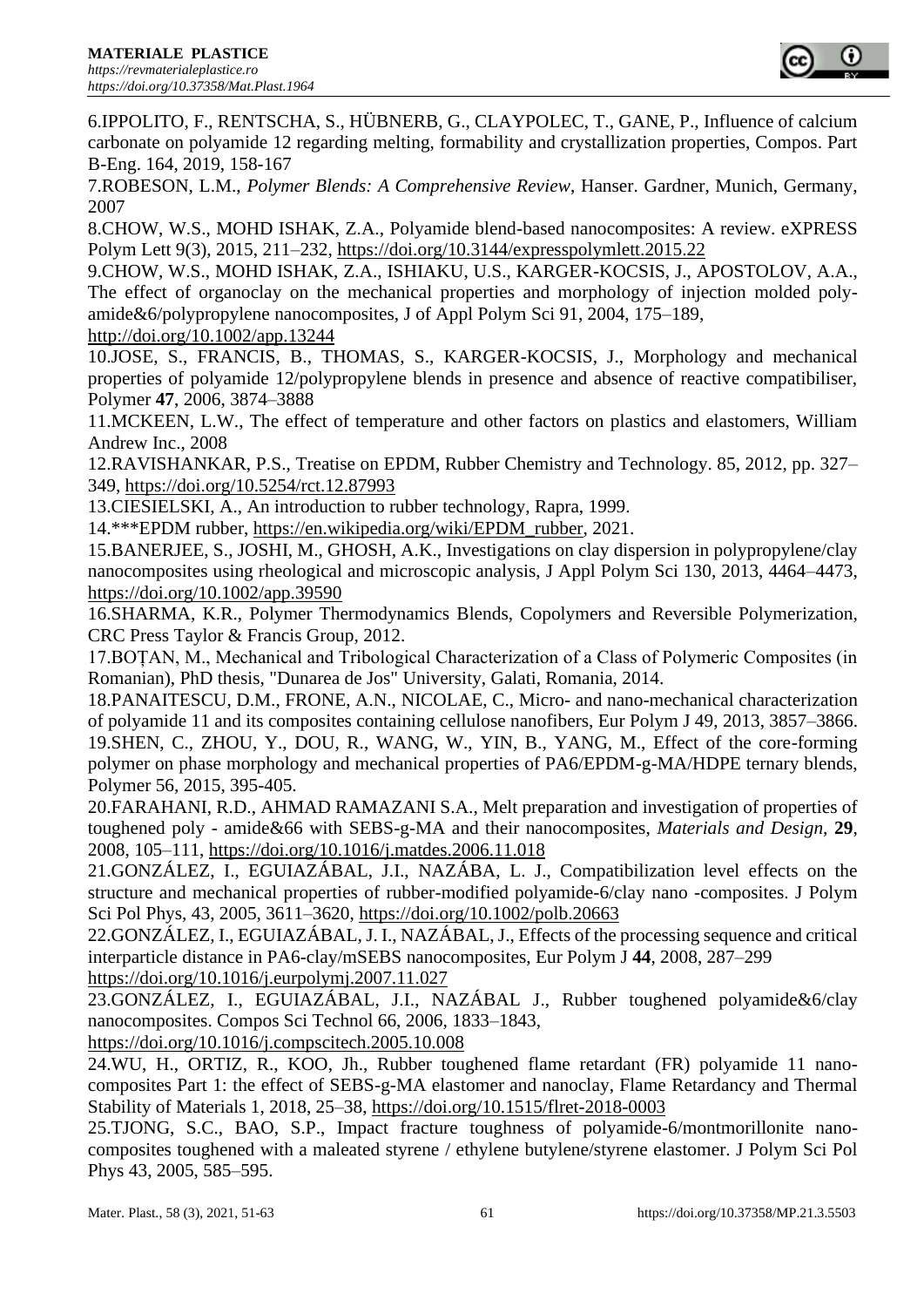6.IPPOLITO, F., RENTSCHA, S., HÜBNERB, G., CLAYPOLEC, T., GANE, P., Influence of calcium carbonate on polyamide 12 regarding melting, formability and crystallization properties, Compos. Part B-Eng. 164, 2019, 158-167

7.ROBESON, L.M., *Polymer Blends: A Comprehensive Review*, Hanser. Gardner, Munich, Germany, 2007

8.CHOW, W.S., MOHD ISHAK, Z.A., Polyamide blend-based nanocomposites: A review. eXPRESS Polym Lett 9(3), 2015, 211–232, https://doi.org/10.3144/expresspolymlett.2015.22

9.CHOW, W.S., MOHD ISHAK, Z.A., ISHIAKU, U.S., KARGER-KOCSIS, J., APOSTOLOV, A.A., The effect of organoclay on the mechanical properties and morphology of injection molded polyamide&6/polypropylene nanocomposites, J of Appl Polym Sci 91, 2004, 175–189, http://doi.org/10.1002/app.13244

10.JOSE, S., FRANCIS, B., THOMAS, S., KARGER-KOCSIS, J., Morphology and mechanical properties of polyamide 12/polypropylene blends in presence and absence of reactive compatibiliser, Polymer **47**, 2006, 3874–3888

11.MCKEEN, L.W., The effect of temperature and other factors on plastics and elastomers, William Andrew Inc., 2008

12.RAVISHANKAR, P.S., Treatise on EPDM, Rubber Chemistry and Technology. 85, 2012, pp. 327–349, https://doi.org/10.5254/rct.12.87993

13.CIESIELSKI, A., An introduction to rubber technology, Rapra, 1999.

14.***EPDM rubber, https://en.wikipedia.org/wiki/EPDM_rubber, 2021.

15.BANERJEE, S., JOSHI, M., GHOSH, A.K., Investigations on clay dispersion in polypropylene/clay nanocomposites using rheological and microscopic analysis, J Appl Polym Sci 130, 2013, 4464–4473, https://doi.org/10.1002/app.39590

16.SHARMA, K.R., Polymer Thermodynamics Blends, Copolymers and Reversible Polymerization, CRC Press Taylor & Francis Group, 2012.

17.BOȚAN, M., Mechanical and Tribological Characterization of a Class of Polymeric Composites (in Romanian), PhD thesis, "Dunarea de Jos" University, Galati, Romania, 2014.

18.PANAITESCU, D.M., FRONE, A.N., NICOLAE, C., Micro- and nano-mechanical characterization of polyamide 11 and its composites containing cellulose nanofibers, Eur Polym J 49, 2013, 3857–3866.

19.SHEN, C., ZHOU, Y., DOU, R., WANG, W., YIN, B., YANG, M., Effect of the core-forming polymer on phase morphology and mechanical properties of PA6/EPDM-g-MA/HDPE ternary blends, Polymer 56, 2015, 395-405.

20.FARAHANI, R.D., AHMAD RAMAZANI S.A., Melt preparation and investigation of properties of toughened poly - amide&66 with SEBS-g-MA and their nanocomposites, *Materials and Design,* **29**, 2008, 105–111, https://doi.org/10.1016/j.matdes.2006.11.018

21.GONZÁLEZ, I., EGUIAZÁBAL, J.I., NAZÁBA, L. J., Compatibilization level effects on the structure and mechanical properties of rubber-modified polyamide-6/clay nano -composites. J Polym Sci Pol Phys, 43, 2005, 3611–3620, https://doi.org/10.1002/polb.20663

22.GONZÁLEZ, I., EGUIAZÁBAL, J. I., NAZÁBAL, J., Effects of the processing sequence and critical interparticle distance in PA6-clay/mSEBS nanocomposites, Eur Polym J **44**, 2008, 287–299 https://doi.org/10.1016/j.eurpolymj.2007.11.027

23.GONZÁLEZ, I., EGUIAZÁBAL, J.I., NAZÁBAL J., Rubber toughened polyamide&6/clay nanocomposites. Compos Sci Technol 66, 2006, 1833–1843, https://doi.org/10.1016/j.compscitech.2005.10.008

24.WU, H., ORTIZ, R., KOO, Jh., Rubber toughened flame retardant (FR) polyamide 11 nanocomposites Part 1: the effect of SEBS-g-MA elastomer and nanoclay, Flame Retardancy and Thermal Stability of Materials 1, 2018, 25–38, https://doi.org/10.1515/flret-2018-0003

25.TJONG, S.C., BAO, S.P., Impact fracture toughness of polyamide-6/montmorillonite nanocomposites toughened with a maleated styrene / ethylene butylene/styrene elastomer. J Polym Sci Pol Phys 43, 2005, 585–595.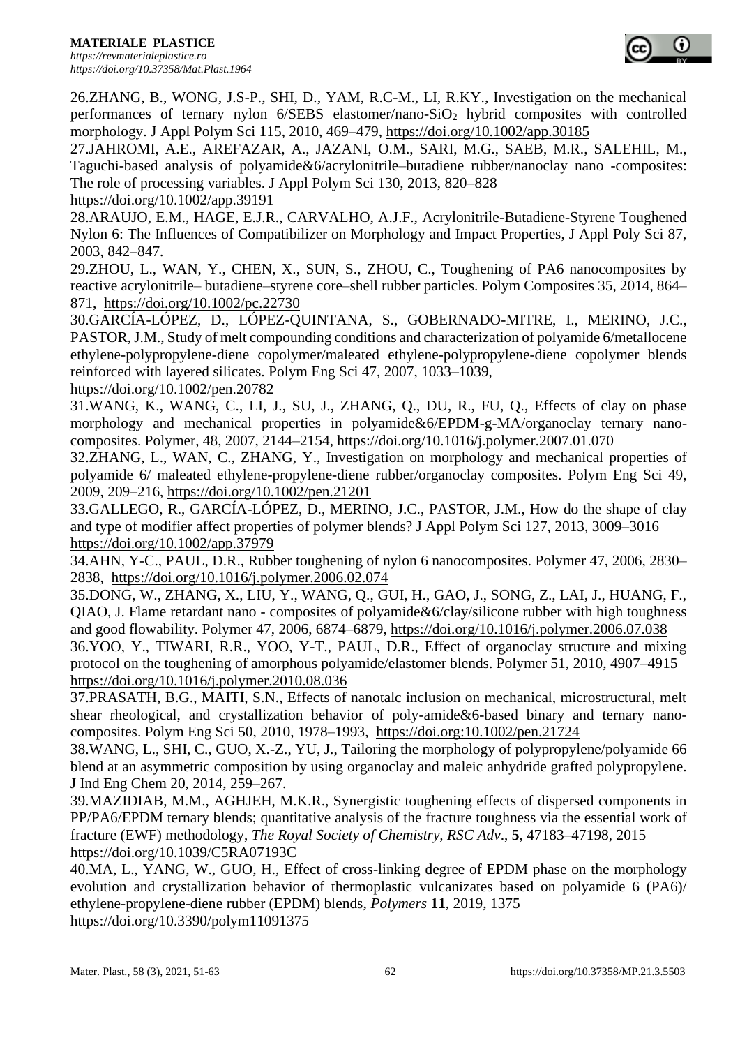26.ZHANG, B., WONG, J.S-P., SHI, D., YAM, R.C-M., LI, R.KY., Investigation on the mechanical performances of ternary nylon 6/SEBS elastomer/nano-$SiO_2$ hybrid composites with controlled morphology. J Appl Polym Sci 115, 2010, 469–479, https://doi.org/10.1002/app.30185

27.JAHROMI, A.E., AREFAZAR, A., JAZANI, O.M., SARI, M.G., SAEB, M.R., SALEHIL, M., Taguchi-based analysis of polyamide&6/acrylonitrile–butadiene rubber/nanoclay nano -composites: The role of processing variables. J Appl Polym Sci 130, 2013, 820–828 https://doi.org/10.1002/app.39191

28.ARAUJO, E.M., HAGE, E.J.R., CARVALHO, A.J.F., Acrylonitrile-Butadiene-Styrene Toughened Nylon 6: The Influences of Compatibilizer on Morphology and Impact Properties, J Appl Poly Sci 87, 2003, 842–847.

29.ZHOU, L., WAN, Y., CHEN, X., SUN, S., ZHOU, C., Toughening of PA6 nanocomposites by reactive acrylonitrile– butadiene–styrene core–shell rubber particles. Polym Composites 35, 2014, 864–871, https://doi.org/10.1002/pc.22730

30.GARCÍA-LÓPEZ, D., LÓPEZ-QUINTANA, S., GOBERNADO-MITRE, I., MERINO, J.C., PASTOR, J.M., Study of melt compounding conditions and characterization of polyamide 6/metallocene ethylene-polypropylene-diene copolymer/maleated ethylene-polypropylene-diene copolymer blends reinforced with layered silicates. Polym Eng Sci 47, 2007, 1033–1039, https://doi.org/10.1002/pen.20782

31.WANG, K., WANG, C., LI, J., SU, J., ZHANG, Q., DU, R., FU, Q., Effects of clay on phase morphology and mechanical properties in polyamide&6/EPDM-g-MA/organoclay ternary nanocomposites. Polymer, 48, 2007, 2144–2154, https://doi.org/10.1016/j.polymer.2007.01.070

32.ZHANG, L., WAN, C., ZHANG, Y., Investigation on morphology and mechanical properties of polyamide 6/ maleated ethylene-propylene-diene rubber/organoclay composites. Polym Eng Sci 49, 2009, 209–216, https://doi.org/10.1002/pen.21201

33.GALLEGO, R., GARCÍA-LÓPEZ, D., MERINO, J.C., PASTOR, J.M., How do the shape of clay and type of modifier affect properties of polymer blends? J Appl Polym Sci 127, 2013, 3009–3016 https://doi.org/10.1002/app.37979

34.AHN, Y-C., PAUL, D.R., Rubber toughening of nylon 6 nanocomposites. Polymer 47, 2006, 2830–2838, https://doi.org/10.1016/j.polymer.2006.02.074

35.DONG, W., ZHANG, X., LIU, Y., WANG, Q., GUI, H., GAO, J., SONG, Z., LAI, J., HUANG, F., QIAO, J. Flame retardant nano - composites of polyamide&6/clay/silicone rubber with high toughness and good flowability. Polymer 47, 2006, 6874–6879, https://doi.org/10.1016/j.polymer.2006.07.038

36.YOO, Y., TIWARI, R.R., YOO, Y-T., PAUL, D.R., Effect of organoclay structure and mixing protocol on the toughening of amorphous polyamide/elastomer blends. Polymer 51, 2010, 4907–4915 https://doi.org/10.1016/j.polymer.2010.08.036

37.PRASATH, B.G., MAITI, S.N., Effects of nanotalc inclusion on mechanical, microstructural, melt shear rheological, and crystallization behavior of poly-amide&6-based binary and ternary nanocomposites. Polym Eng Sci 50, 2010, 1978–1993, https://doi.org:10.1002/pen.21724

38.WANG, L., SHI, C., GUO, X.-Z., YU, J., Tailoring the morphology of polypropylene/polyamide 66 blend at an asymmetric composition by using organoclay and maleic anhydride grafted polypropylene. J Ind Eng Chem 20, 2014, 259–267.

39.MAZIDIAB, M.M., AGHJEH, M.K.R., Synergistic toughening effects of dispersed components in PP/PA6/EPDM ternary blends; quantitative analysis of the fracture toughness via the essential work of fracture (EWF) methodology, *The Royal Society of Chemistry, RSC Adv*., **5**, 47183–47198, 2015 https://doi.org/10.1039/C5RA07193C

40.MA, L., YANG, W., GUO, H., Effect of cross-linking degree of EPDM phase on the morphology evolution and crystallization behavior of thermoplastic vulcanizates based on polyamide 6 (PA6)/ ethylene-propylene-diene rubber (EPDM) blends, *Polymers* **11**, 2019, 1375 https://doi.org/10.3390/polym11091375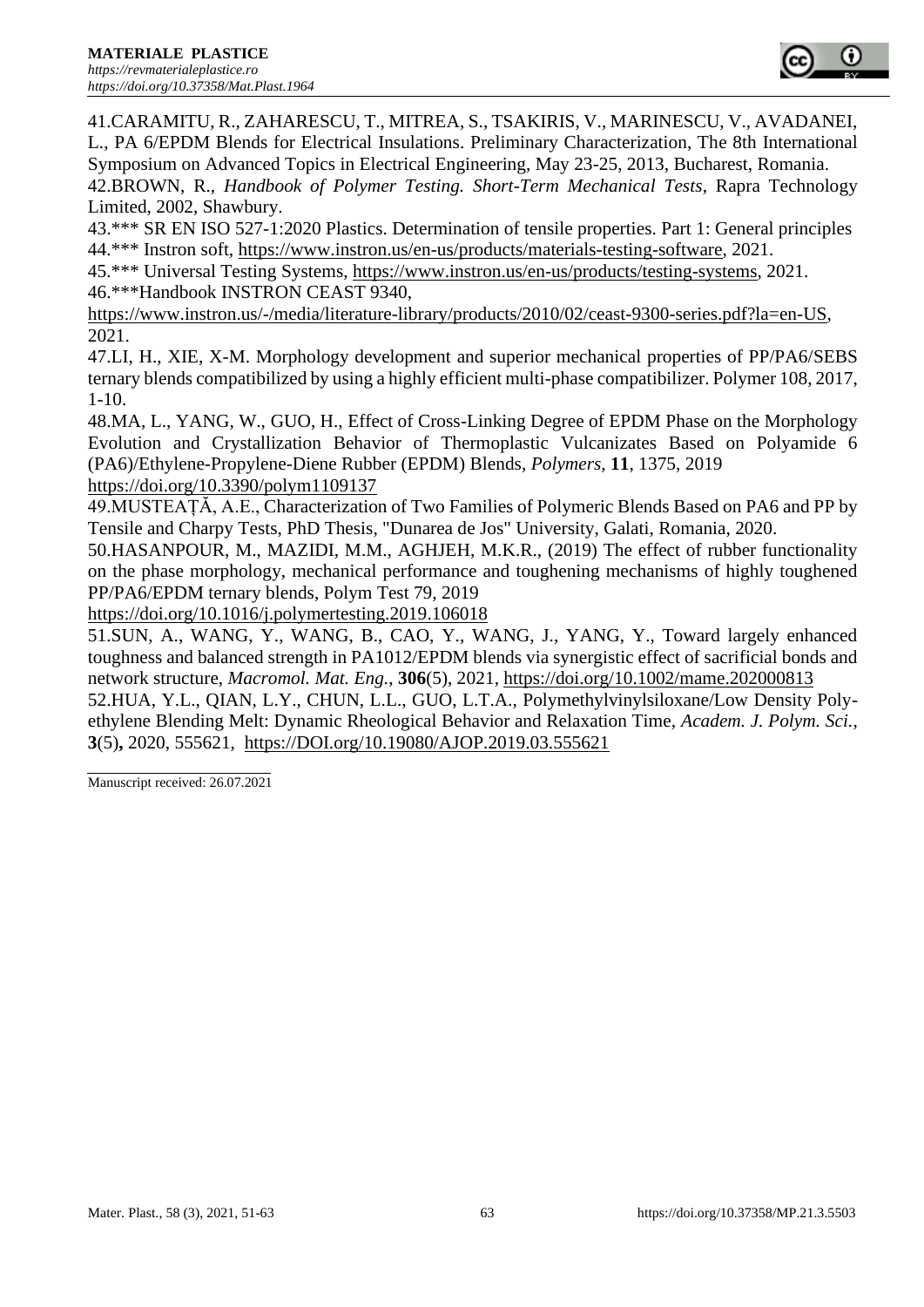41.CARAMITU, R., ZAHARESCU, T., MITREA, S., TSAKIRIS, V., MARINESCU, V., AVADANEI, L., PA 6/EPDM Blends for Electrical Insulations. Preliminary Characterization, The 8th International Symposium on Advanced Topics in Electrical Engineering, May 23-25, 2013, Bucharest, Romania.

42.BROWN, R., *Handbook of Polymer Testing. Short-Term Mechanical Tests*, Rapra Technology Limited, 2002, Shawbury.

43.*** SR EN ISO 527-1:2020 Plastics. Determination of tensile properties. Part 1: General principles

44.*** Instron soft, https://www.instron.us/en-us/products/materials-testing-software, 2021.

45.*** Universal Testing Systems, https://www.instron.us/en-us/products/testing-systems, 2021.

46.***Handbook INSTRON CEAST 9340, https://www.instron.us/-/media/literature-library/products/2010/02/ceast-9300-series.pdf?la=en-US, 2021.

47.LI, H., XIE, X-M. Morphology development and superior mechanical properties of PP/PA6/SEBS ternary blends compatibilized by using a highly efficient multi-phase compatibilizer. Polymer 108, 2017, 1-10.

48.MA, L., YANG, W., GUO, H., Effect of Cross-Linking Degree of EPDM Phase on the Morphology Evolution and Crystallization Behavior of Thermoplastic Vulcanizates Based on Polyamide 6 (PA6)/Ethylene-Propylene-Diene Rubber (EPDM) Blends, *Polymers*, **11**, 1375, 2019 https://doi.org/10.3390/polym1109137

49.MUSTEAȚĂ, A.E., Characterization of Two Families of Polymeric Blends Based on PA6 and PP by Tensile and Charpy Tests, PhD Thesis, "Dunarea de Jos" University, Galati, Romania, 2020.

50.HASANPOUR, M., MAZIDI, M.M., AGHJEH, M.K.R., (2019) The effect of rubber functionality on the phase morphology, mechanical performance and toughening mechanisms of highly toughened PP/PA6/EPDM ternary blends, Polym Test 79, 2019 https://doi.org/10.1016/j.polymertesting.2019.106018

51.SUN, A., WANG, Y., WANG, B., CAO, Y., WANG, J., YANG, Y., Toward largely enhanced toughness and balanced strength in PA1012/EPDM blends via synergistic effect of sacrificial bonds and network structure, *Macromol. Mat. Eng.*, **306**(5), 2021, https://doi.org/10.1002/mame.202000813

52.HUA, Y.L., QIAN, L.Y., CHUN, L.L., GUO, L.T.A., Polymethylvinylsiloxane/Low Density Polyethylene Blending Melt: Dynamic Rheological Behavior and Relaxation Time, *Academ. J. Polym. Sci.*, **3**(5)**,** 2020, 555621, https://DOI.org/10.19080/AJOP.2019.03.555621

Manuscript received: 26.07.2021